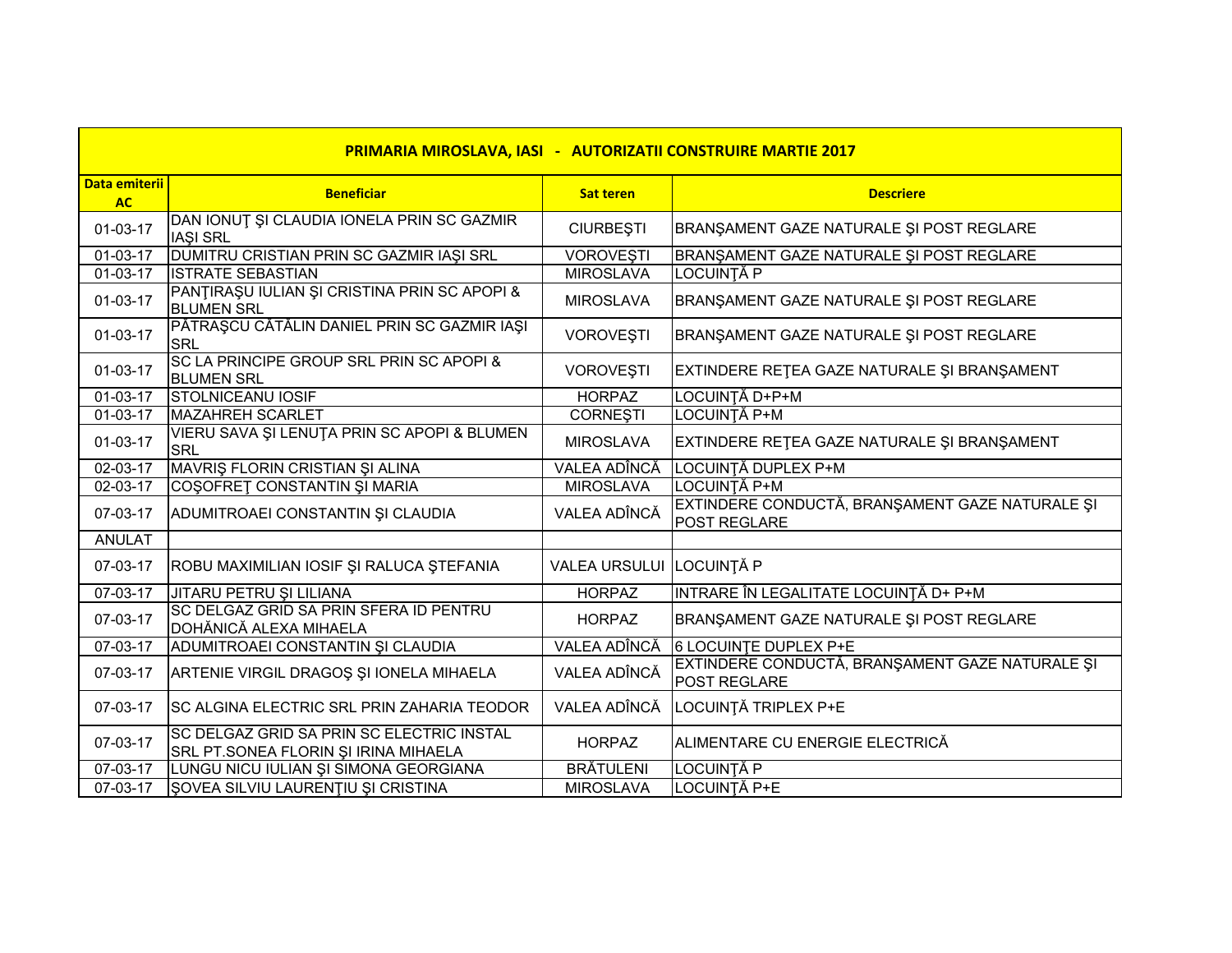| PRIMARIA MIROSLAVA, IASI - AUTORIZATII CONSTRUIRE MARTIE 2017 | | | |
|---|---|---|---|
| **Data emiterii AC** | **Beneficiar** | **Sat teren** | **Descriere** |
| 01-03-17 | DAN IONUŢ ŞI CLAUDIA IONELA PRIN SC GAZMIR IAŞI SRL | CIURBEŞTI | BRANŞAMENT GAZE NATURALE ŞI POST REGLARE |
| 01-03-17 | DUMITRU CRISTIAN PRIN SC GAZMIR IAŞI SRL | VOROVEŞTI | BRANŞAMENT GAZE NATURALE ŞI POST REGLARE |
| 01-03-17 | ISTRATE SEBASTIAN | MIROSLAVA | LOCUINŢĂ P |
| 01-03-17 | PANŢIRAŞU IULIAN ŞI CRISTINA PRIN SC APOPI & BLUMEN SRL | MIROSLAVA | BRANŞAMENT GAZE NATURALE ŞI POST REGLARE |
| 01-03-17 | PĂTRAŞCU CĂTĂLIN DANIEL PRIN SC GAZMIR IAŞI SRL | VOROVEŞTI | BRANŞAMENT GAZE NATURALE ŞI POST REGLARE |
| 01-03-17 | SC LA PRINCIPE GROUP SRL PRIN SC APOPI & BLUMEN SRL | VOROVEŞTI | EXTINDERE REŢEA GAZE NATURALE ŞI BRANŞAMENT |
| 01-03-17 | STOLNICEANU IOSIF | HORPAZ | LOCUINŢĂ D+P+M |
| 01-03-17 | MAZAHREH SCARLET | CORNEŞTI | LOCUINŢĂ P+M |
| 01-03-17 | VIERU SAVA ŞI LENUŢA PRIN SC APOPI & BLUMEN SRL | MIROSLAVA | EXTINDERE REŢEA GAZE NATURALE ŞI BRANŞAMENT |
| 02-03-17 | MAVRIŞ FLORIN CRISTIAN ŞI ALINA | VALEA ADÎNCĂ | LOCUINŢĂ DUPLEX P+M |
| 02-03-17 | COŞOFREŢ CONSTANTIN ŞI MARIA | MIROSLAVA | LOCUINŢĂ P+M |
| 07-03-17 | ADUMITROAEI CONSTANTIN ŞI CLAUDIA | VALEA ADÎNCĂ | EXTINDERE CONDUCTĂ, BRANŞAMENT GAZE NATURALE ŞI POST REGLARE |
| ANULAT | | | |
| 07-03-17 | ROBU MAXIMILIAN IOSIF ŞI RALUCA ŞTEFANIA | VALEA URSULUI | LOCUINŢĂ P |
| 07-03-17 | JITARU PETRU ŞI LILIANA | HORPAZ | INTRARE ÎN LEGALITATE LOCUINŢĂ D+ P+M |
| 07-03-17 | SC DELGAZ GRID SA PRIN SFERA ID PENTRU DOHĂNICĂ ALEXA MIHAELA | HORPAZ | BRANŞAMENT GAZE NATURALE ŞI POST REGLARE |
| 07-03-17 | ADUMITROAEI CONSTANTIN ŞI CLAUDIA | VALEA ADÎNCĂ | 6 LOCUINŢE DUPLEX P+E |
| 07-03-17 | ARTENIE VIRGIL DRAGOŞ ŞI IONELA MIHAELA | VALEA ADÎNCĂ | EXTINDERE CONDUCTĂ, BRANŞAMENT GAZE NATURALE ŞI POST REGLARE |
| 07-03-17 | SC ALGINA ELECTRIC SRL PRIN ZAHARIA TEODOR | VALEA ADÎNCĂ | LOCUINŢĂ TRIPLEX P+E |
| 07-03-17 | SC DELGAZ GRID SA PRIN SC ELECTRIC INSTAL SRL PT.SONEA FLORIN ŞI IRINA MIHAELA | HORPAZ | ALIMENTARE CU ENERGIE ELECTRICĂ |
| 07-03-17 | LUNGU NICU IULIAN ŞI SIMONA GEORGIANA | BRĂTULENI | LOCUINŢĂ P |
| 07-03-17 | ŞOVEA SILVIU LAURENŢIU ŞI CRISTINA | MIROSLAVA | LOCUINŢĂ P+E |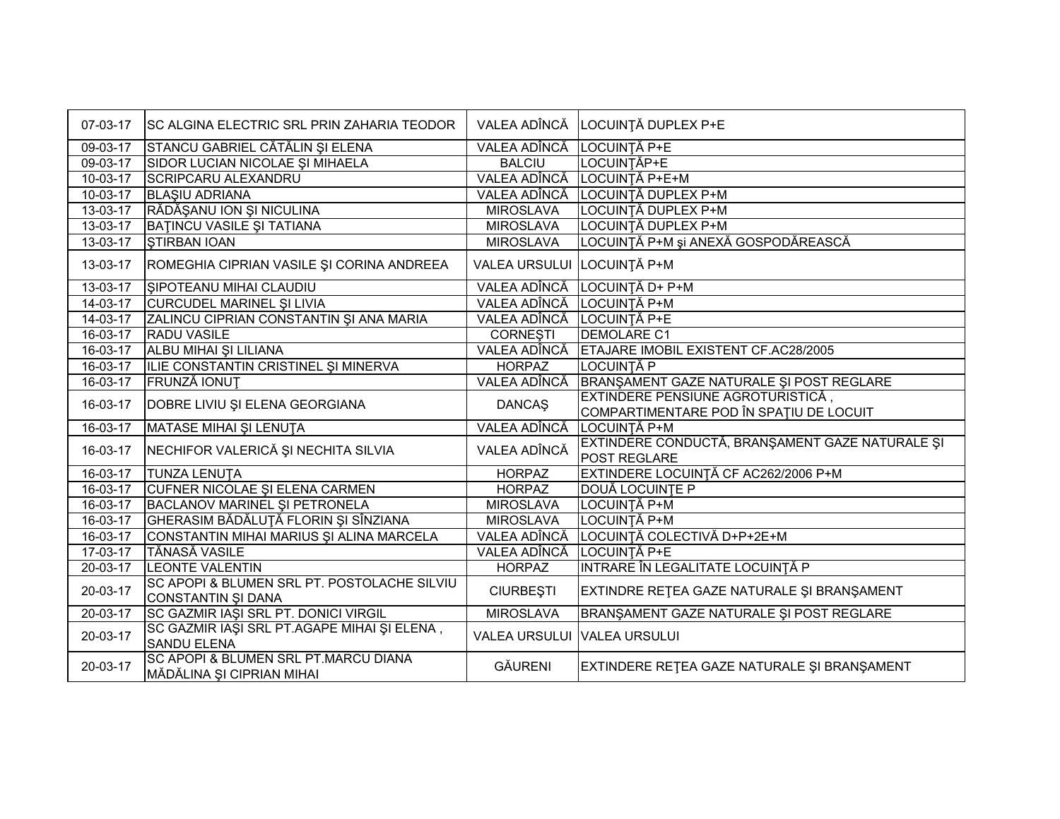| | | | |
|---|---|---|---|
| 07-03-17 | SC ALGINA ELECTRIC SRL PRIN ZAHARIA TEODOR | VALEA ADÎNCĂ | LOCUINŢĂ DUPLEX P+E |
| 09-03-17 | STANCU GABRIEL CĂTĂLIN ŞI ELENA | VALEA ADÎNCĂ | LOCUINŢĂ P+E |
| 09-03-17 | SIDOR LUCIAN NICOLAE ŞI MIHAELA | BALCIU | LOCUINŢĂP+E |
| 10-03-17 | SCRIPCARU ALEXANDRU | VALEA ADÎNCĂ | LOCUINŢĂ P+E+M |
| 10-03-17 | BLAŞIU ADRIANA | VALEA ADÎNCĂ | LOCUINŢĂ DUPLEX P+M |
| 13-03-17 | RĂDĂŞANU ION ŞI NICULINA | MIROSLAVA | LOCUINŢĂ DUPLEX P+M |
| 13-03-17 | BAŢINCU VASILE ŞI TATIANA | MIROSLAVA | LOCUINŢĂ DUPLEX P+M |
| 13-03-17 | ŞTIRBAN IOAN | MIROSLAVA | LOCUINŢĂ P+M şi ANEXĂ GOSPODĂREASCĂ |
| 13-03-17 | ROMEGHIA CIPRIAN VASILE ŞI CORINA ANDREEA | VALEA URSULUI | LOCUINŢĂ P+M |
| 13-03-17 | ŞIPOTEANU MIHAI CLAUDIU | VALEA ADÎNCĂ | LOCUINŢĂ D+ P+M |
| 14-03-17 | CURCUDEL MARINEL ŞI LIVIA | VALEA ADÎNCĂ | LOCUINŢĂ P+M |
| 14-03-17 | ZALINCU CIPRIAN CONSTANTIN ŞI ANA MARIA | VALEA ADÎNCĂ | LOCUINŢĂ P+E |
| 16-03-17 | RADU VASILE | CORNEŞTI | DEMOLARE C1 |
| 16-03-17 | ALBU MIHAI ŞI LILIANA | VALEA ADÎNCĂ | ETAJARE IMOBIL EXISTENT CF.AC28/2005 |
| 16-03-17 | ILIE CONSTANTIN CRISTINEL ŞI MINERVA | HORPAZ | LOCUINŢĂ P |
| 16-03-17 | FRUNZĂ IONUŢ | VALEA ADÎNCĂ | BRANŞAMENT GAZE NATURALE ŞI POST REGLARE |
| 16-03-17 | DOBRE LIVIU ŞI ELENA GEORGIANA | DANCAŞ | EXTINDERE PENSIUNE AGROTURISTICĂ , COMPARTIMENTARE POD ÎN SPAŢIU DE LOCUIT |
| 16-03-17 | MATASE MIHAI ŞI LENUŢA | VALEA ADÎNCĂ | LOCUINŢĂ P+M |
| 16-03-17 | NECHIFOR VALERICĂ ŞI NECHITA SILVIA | VALEA ADÎNCĂ | EXTINDERE CONDUCTĂ, BRANŞAMENT GAZE NATURALE ŞI POST REGLARE |
| 16-03-17 | TUNZA LENUŢA | HORPAZ | EXTINDERE LOCUINŢĂ CF AC262/2006 P+M |
| 16-03-17 | CUFNER NICOLAE ŞI ELENA CARMEN | HORPAZ | DOUĂ LOCUINŢE P |
| 16-03-17 | BACLANOV MARINEL ŞI PETRONELA | MIROSLAVA | LOCUINŢĂ P+M |
| 16-03-17 | GHERASIM BĂDĂLUŢĂ FLORIN ŞI SÎNZIANA | MIROSLAVA | LOCUINŢĂ P+M |
| 16-03-17 | CONSTANTIN MIHAI MARIUS ŞI ALINA MARCELA | VALEA ADÎNCĂ | LOCUINŢĂ COLECTIVĂ D+P+2E+M |
| 17-03-17 | TĂNASĂ VASILE | VALEA ADÎNCĂ | LOCUINŢĂ P+E |
| 20-03-17 | LEONTE VALENTIN | HORPAZ | INTRARE ÎN LEGALITATE LOCUINŢĂ P |
| 20-03-17 | SC APOPI & BLUMEN SRL PT. POSTOLACHE SILVIU CONSTANTIN ŞI DANA | CIURBEŞTI | EXTINDRE REŢEA GAZE NATURALE ŞI BRANŞAMENT |
| 20-03-17 | SC GAZMIR IAŞI SRL PT. DONICI VIRGIL | MIROSLAVA | BRANŞAMENT GAZE NATURALE ŞI POST REGLARE |
| 20-03-17 | SC GAZMIR IAŞI SRL PT.AGAPE MIHAI ŞI ELENA , SANDU ELENA | VALEA URSULUI | VALEA URSULUI |
| 20-03-17 | SC APOPI & BLUMEN SRL PT.MARCU DIANA MĂDĂLINA ŞI CIPRIAN MIHAI | GĂURENI | EXTINDERE REŢEA GAZE NATURALE ŞI BRANŞAMENT |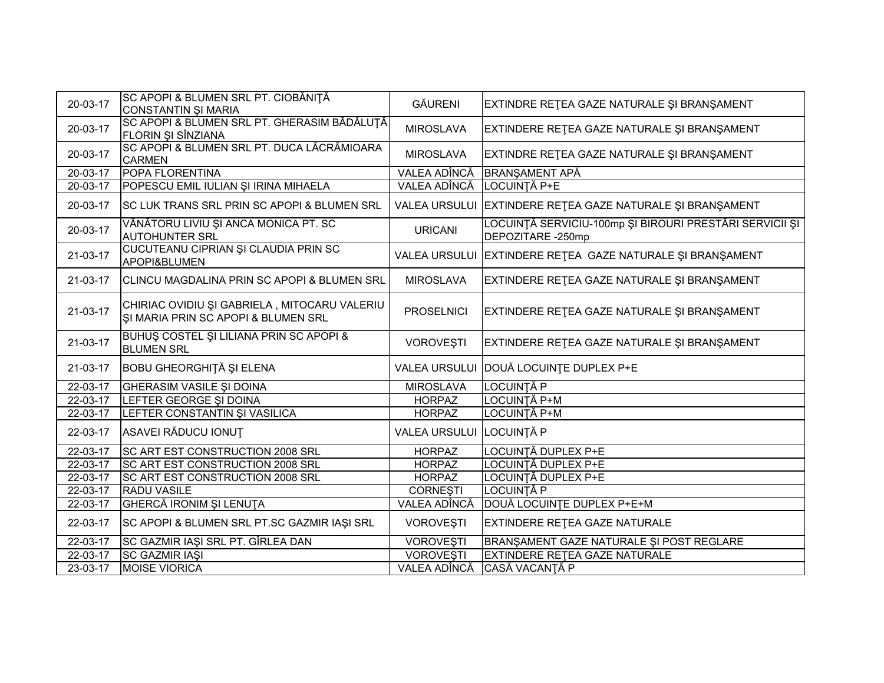| | | | |
|---|---|---|---|
| 20-03-17 | SC APOPI & BLUMEN SRL PT. CIOBĂNIŢĂ CONSTANTIN ŞI MARIA | GĂURENI | EXTINDRE REŢEA GAZE NATURALE ŞI BRANŞAMENT |
| 20-03-17 | SC APOPI & BLUMEN SRL PT. GHERASIM BĂDĂLUŢĂ FLORIN ŞI SÎNZIANA | MIROSLAVA | EXTINDERE REŢEA GAZE NATURALE ŞI BRANŞAMENT |
| 20-03-17 | SC APOPI & BLUMEN SRL PT. DUCA LĂCRĂMIOARA CARMEN | MIROSLAVA | EXTINDRE REŢEA GAZE NATURALE ŞI BRANŞAMENT |
| 20-03-17 | POPA FLORENTINA | VALEA ADÎNCĂ | BRANŞAMENT APĂ |
| 20-03-17 | POPESCU EMIL IULIAN ŞI IRINA MIHAELA | VALEA ADÎNCĂ | LOCUINŢĂ P+E |
| 20-03-17 | SC LUK TRANS SRL PRIN SC APOPI & BLUMEN SRL | VALEA URSULUI | EXTINDERE REŢEA GAZE NATURALE ŞI BRANŞAMENT |
| 20-03-17 | VÂNĂTORU LIVIU ŞI ANCA MONICA PT. SC AUTOHUNTER SRL | URICANI | LOCUINŢĂ SERVICIU-100mp ŞI BIROURI PRESTĂRI SERVICII ŞI DEPOZITARE -250mp |
| 21-03-17 | CUCUTEANU CIPRIAN ŞI CLAUDIA PRIN SC APOPI&BLUMEN | VALEA URSULUI | EXTINDERE REŢEA GAZE NATURALE ŞI BRANŞAMENT |
| 21-03-17 | CLINCU MAGDALINA PRIN SC APOPI & BLUMEN SRL | MIROSLAVA | EXTINDERE REŢEA GAZE NATURALE ŞI BRANŞAMENT |
| 21-03-17 | CHIRIAC OVIDIU ŞI GABRIELA , MITOCARU VALERIU ŞI MARIA PRIN SC APOPI & BLUMEN SRL | PROSELNICI | EXTINDERE REŢEA GAZE NATURALE ŞI BRANŞAMENT |
| 21-03-17 | BUHUŞ COSTEL ŞI LILIANA PRIN SC APOPI & BLUMEN SRL | VOROVEŞTI | EXTINDERE REŢEA GAZE NATURALE ŞI BRANŞAMENT |
| 21-03-17 | BOBU GHEORGHIŢĂ ŞI ELENA | VALEA URSULUI | DOUĂ LOCUINŢE DUPLEX P+E |
| 22-03-17 | GHERASIM VASILE ŞI DOINA | MIROSLAVA | LOCUINŢĂ P |
| 22-03-17 | LEFTER GEORGE ŞI DOINA | HORPAZ | LOCUINŢĂ P+M |
| 22-03-17 | LEFTER CONSTANTIN ŞI VASILICA | HORPAZ | LOCUINŢĂ P+M |
| 22-03-17 | ASAVEI RĂDUCU IONUŢ | VALEA URSULUI | LOCUINŢĂ P |
| 22-03-17 | SC ART EST CONSTRUCTION 2008 SRL | HORPAZ | LOCUINŢĂ DUPLEX P+E |
| 22-03-17 | SC ART EST CONSTRUCTION 2008 SRL | HORPAZ | LOCUINŢĂ DUPLEX P+E |
| 22-03-17 | SC ART EST CONSTRUCTION 2008 SRL | HORPAZ | LOCUINŢĂ DUPLEX P+E |
| 22-03-17 | RADU VASILE | CORNEŞTI | LOCUINŢĂ P |
| 22-03-17 | GHERCĂ IRONIM ŞI LENUŢA | VALEA ADÎNCĂ | DOUĂ LOCUINŢE DUPLEX P+E+M |
| 22-03-17 | SC APOPI & BLUMEN SRL PT.SC GAZMIR IAŞI SRL | VOROVEŞTI | EXTINDERE REŢEA GAZE NATURALE |
| 22-03-17 | SC GAZMIR IAŞI SRL PT. GÎRLEA DAN | VOROVEŞTI | BRANŞAMENT GAZE NATURALE ŞI POST REGLARE |
| 22-03-17 | SC GAZMIR IAŞI | VOROVEŞTI | EXTINDERE REŢEA GAZE NATURALE |
| 23-03-17 | MOISE VIORICA | VALEA ADÎNCĂ | CASĂ VACANŢĂ P |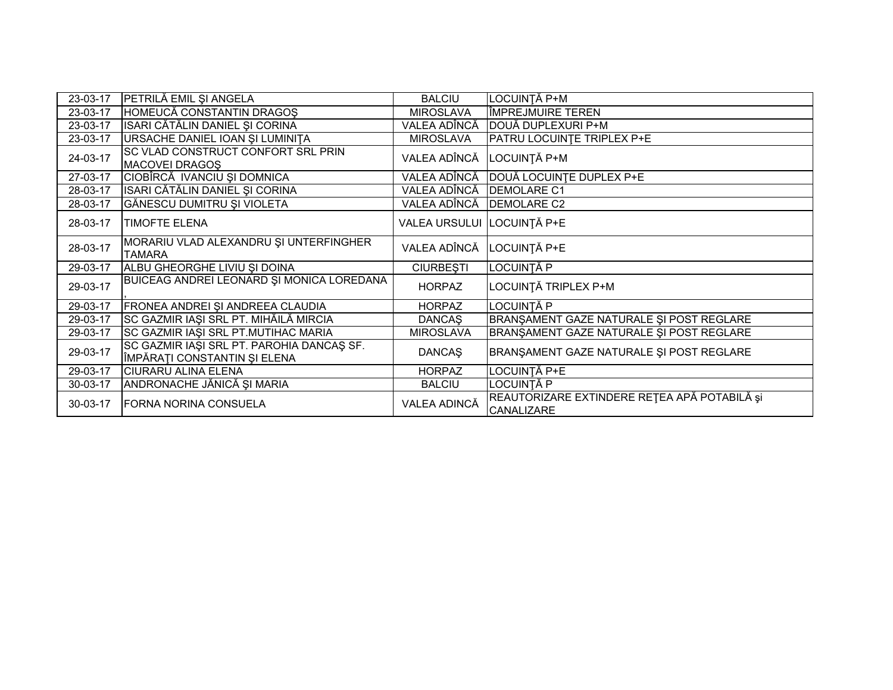| | | | |
|---|---|---|---|
| 23-03-17 | PETRILĂ EMIL ŞI ANGELA | BALCIU | LOCUINŢĂ P+M |
| 23-03-17 | HOMEUCĂ CONSTANTIN DRAGOŞ | MIROSLAVA | ÎMPREJMUIRE TEREN |
| 23-03-17 | ISARI CĂTĂLIN DANIEL ŞI CORINA | VALEA ADÎNCĂ | DOUĂ DUPLEXURI P+M |
| 23-03-17 | URSACHE DANIEL IOAN ŞI LUMINIŢA | MIROSLAVA | PATRU LOCUINŢE TRIPLEX P+E |
| 24-03-17 | SC VLAD CONSTRUCT CONFORT SRL PRIN MACOVEI DRAGOŞ | VALEA ADÎNCĂ | LOCUINŢĂ P+M |
| 27-03-17 | CIOBÎRCĂ IVANCIU ŞI DOMNICA | VALEA ADÎNCĂ | DOUĂ LOCUINŢE DUPLEX P+E |
| 28-03-17 | ISARI CĂTĂLIN DANIEL ŞI CORINA | VALEA ADÎNCĂ | DEMOLARE C1 |
| 28-03-17 | GĂNESCU DUMITRU ŞI VIOLETA | VALEA ADÎNCĂ | DEMOLARE C2 |
| 28-03-17 | TIMOFTE ELENA | VALEA URSULUI | LOCUINŢĂ P+E |
| 28-03-17 | MORARIU VLAD ALEXANDRU ŞI UNTERFINGHER TAMARA | VALEA ADÎNCĂ | LOCUINŢĂ P+E |
| 29-03-17 | ALBU GHEORGHE LIVIU ŞI DOINA | CIURBEŞTI | LOCUINŢĂ P |
| 29-03-17 | BUICEAG ANDREI LEONARD ŞI MONICA LOREDANA , | HORPAZ | LOCUINŢĂ TRIPLEX P+M |
| 29-03-17 | FRONEA ANDREI ŞI ANDREEA CLAUDIA | HORPAZ | LOCUINŢĂ P |
| 29-03-17 | SC GAZMIR IAŞI SRL PT. MIHĂILĂ MIRCIA | DANCAŞ | BRANŞAMENT GAZE NATURALE ŞI POST REGLARE |
| 29-03-17 | SC GAZMIR IAŞI SRL PT.MUTIHAC MARIA | MIROSLAVA | BRANŞAMENT GAZE NATURALE ŞI POST REGLARE |
| 29-03-17 | SC GAZMIR IAŞI SRL PT. PAROHIA DANCAŞ SF. ÎMPĂRAŢI CONSTANTIN ŞI ELENA | DANCAŞ | BRANŞAMENT GAZE NATURALE ŞI POST REGLARE |
| 29-03-17 | CIURARU ALINA ELENA | HORPAZ | LOCUINŢĂ P+E |
| 30-03-17 | ANDRONACHE JĂNICĂ ŞI MARIA | BALCIU | LOCUINŢĂ P |
| 30-03-17 | FORNA NORINA CONSUELA | VALEA ADINCĂ | REAUTORIZARE EXTINDERE REŢEA APĂ POTABILĂ şi CANALIZARE |